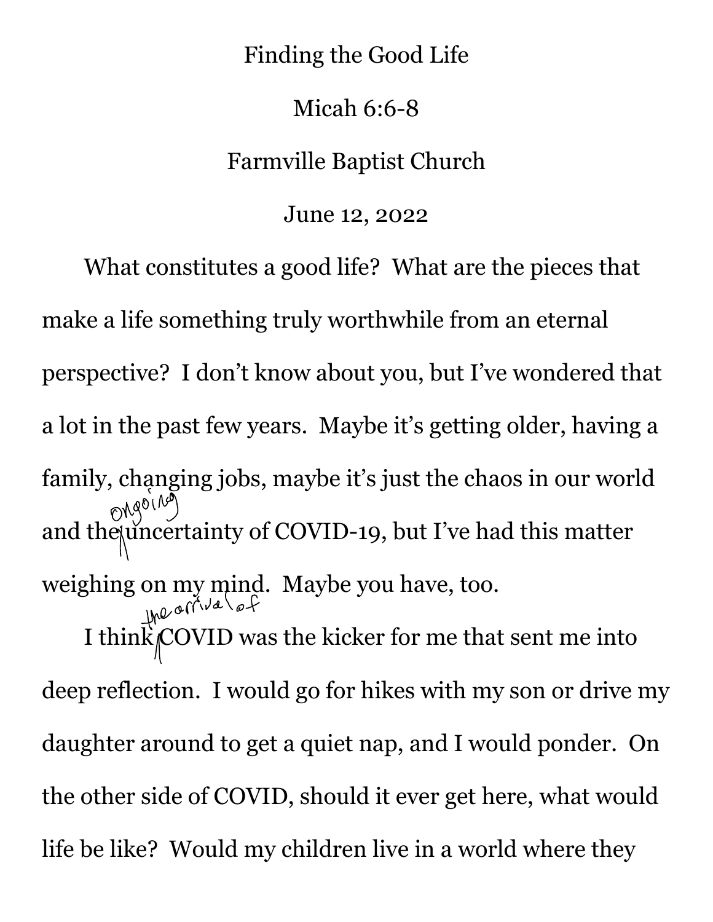# Finding the Good Life

Micah 6:6-8

Farmville Baptist Church

June 12, 2022

What constitutes a good life? What are the pieces that make a life something truly worthwhile from an eternal perspective? I don't know about you, but I've wondered that a lot in the past few years. Maybe it's getting older, having a family, changing jobs, maybe it's just the chaos in our world and the ongoing uncertainty of COVID-19, but I've had this matter weighing on my mind. Maybe you have, too.

I think the arrival of COVID was the kicker for me that sent me into deep reflection. I would go for hikes with my son or drive my daughter around to get a quiet nap, and I would ponder. On the other side of COVID, should it ever get here, what would life be like? Would my children live in a world where they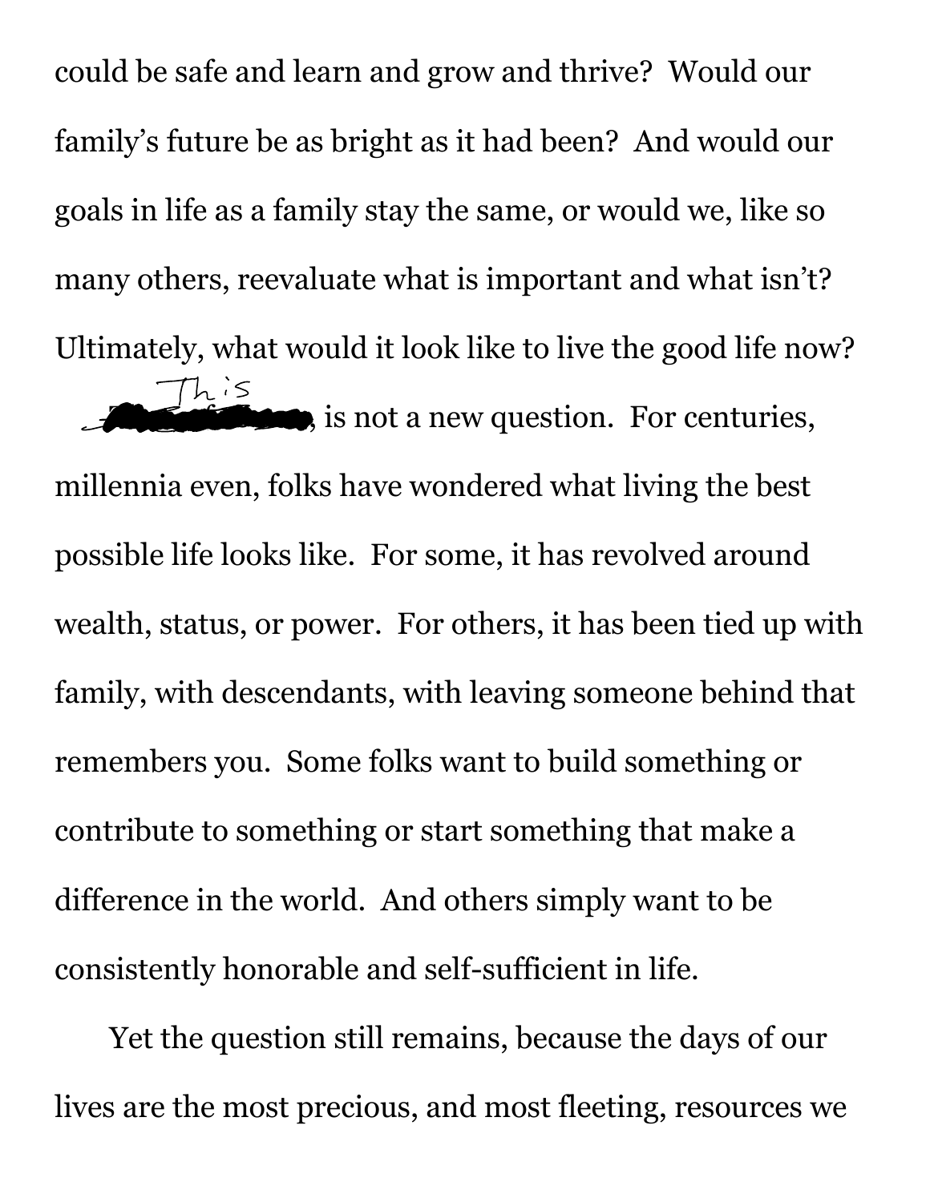could be safe and learn and grow and thrive? Would our family's future be as bright as it had been? And would our goals in life as a family stay the same, or would we, like so many others, reevaluate what is important and what isn't? Ultimately, what would it look like to live the good life now?

This, is not a new question. For centuries, millennia even, folks have wondered what living the best possible life looks like. For some, it has revolved around wealth, status, or power. For others, it has been tied up with family, with descendants, with leaving someone behind that remembers you. Some folks want to build something or contribute to something or start something that make a difference in the world. And others simply want to be consistently honorable and self-sufficient in life.

Yet the question still remains, because the days of our lives are the most precious, and most fleeting, resources we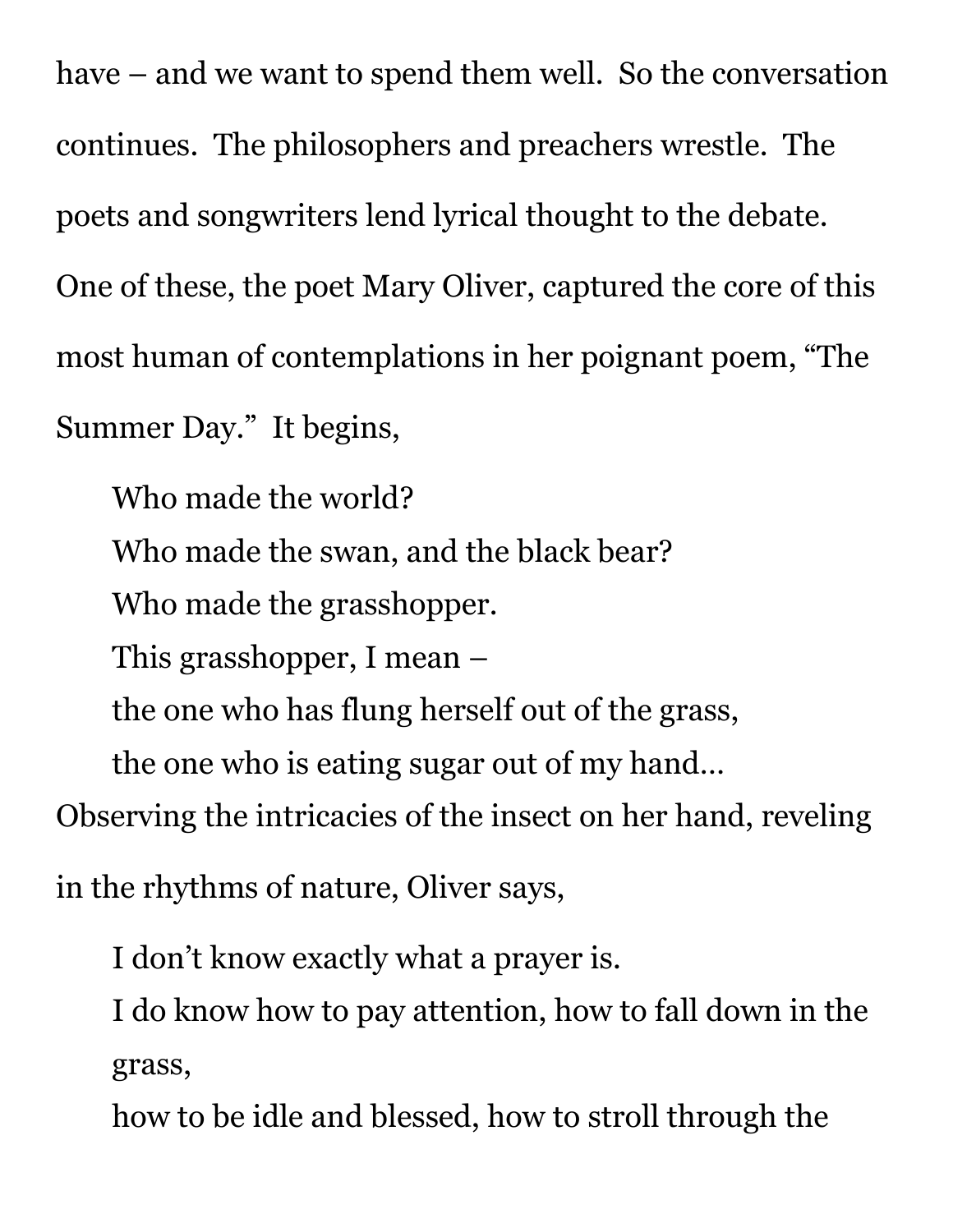have – and we want to spend them well. So the conversation continues. The philosophers and preachers wrestle. The poets and songwriters lend lyrical thought to the debate. One of these, the poet Mary Oliver, captured the core of this most human of contemplations in her poignant poem, "The Summer Day." It begins,

> Who made the world?
> Who made the swan, and the black bear?
> Who made the grasshopper.
> This grasshopper, I mean –
> the one who has flung herself out of the grass,
> the one who is eating sugar out of my hand…

Observing the intricacies of the insect on her hand, reveling in the rhythms of nature, Oliver says,

> I don't know exactly what a prayer is.
> I do know how to pay attention, how to fall down in the grass,
> how to be idle and blessed, how to stroll through the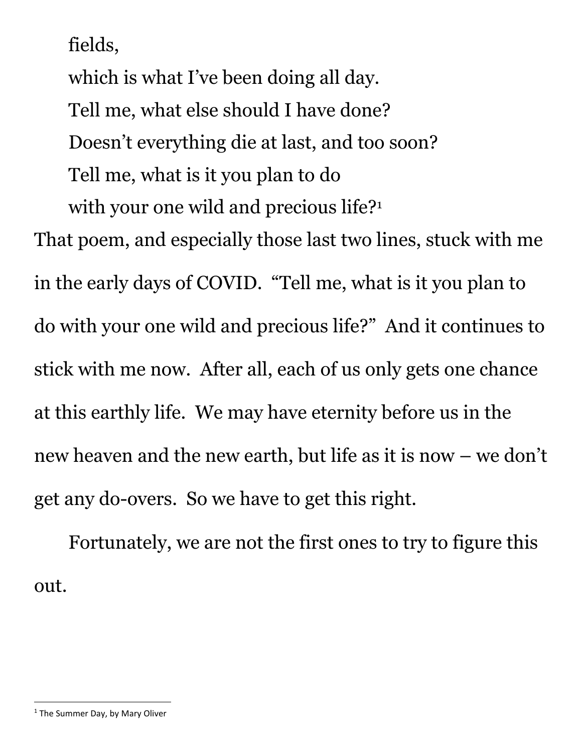fields,

which is what I've been doing all day.

Tell me, what else should I have done?

Doesn't everything die at last, and too soon?

Tell me, what is it you plan to do

with your one wild and precious life?[1]

That poem, and especially those last two lines, stuck with me in the early days of COVID. "Tell me, what is it you plan to do with your one wild and precious life?" And it continues to stick with me now. After all, each of us only gets one chance at this earthly life. We may have eternity before us in the new heaven and the new earth, but life as it is now – we don't get any do-overs. So we have to get this right.

Fortunately, we are not the first ones to try to figure this out.

[1] The Summer Day, by Mary Oliver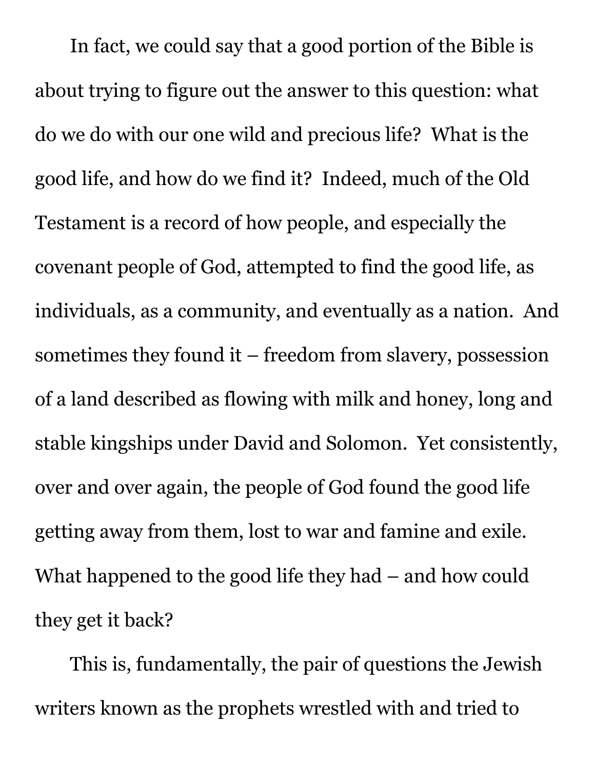In fact, we could say that a good portion of the Bible is about trying to figure out the answer to this question: what do we do with our one wild and precious life? What is the good life, and how do we find it? Indeed, much of the Old Testament is a record of how people, and especially the covenant people of God, attempted to find the good life, as individuals, as a community, and eventually as a nation. And sometimes they found it – freedom from slavery, possession of a land described as flowing with milk and honey, long and stable kingships under David and Solomon. Yet consistently, over and over again, the people of God found the good life getting away from them, lost to war and famine and exile. What happened to the good life they had – and how could they get it back?

This is, fundamentally, the pair of questions the Jewish writers known as the prophets wrestled with and tried to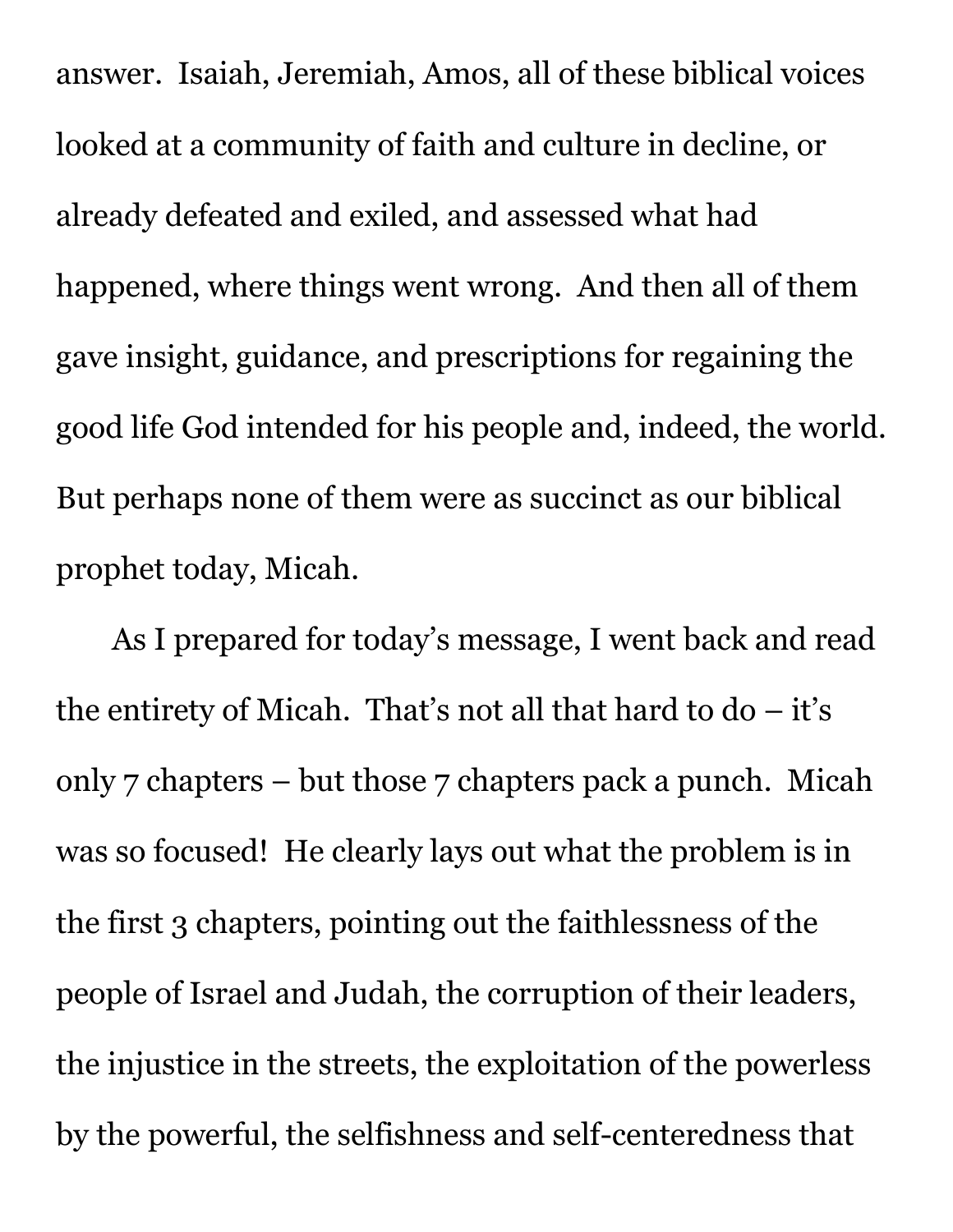answer. Isaiah, Jeremiah, Amos, all of these biblical voices looked at a community of faith and culture in decline, or already defeated and exiled, and assessed what had happened, where things went wrong. And then all of them gave insight, guidance, and prescriptions for regaining the good life God intended for his people and, indeed, the world. But perhaps none of them were as succinct as our biblical prophet today, Micah.

As I prepared for today's message, I went back and read the entirety of Micah. That's not all that hard to do – it's only 7 chapters – but those 7 chapters pack a punch. Micah was so focused! He clearly lays out what the problem is in the first 3 chapters, pointing out the faithlessness of the people of Israel and Judah, the corruption of their leaders, the injustice in the streets, the exploitation of the powerless by the powerful, the selfishness and self-centeredness that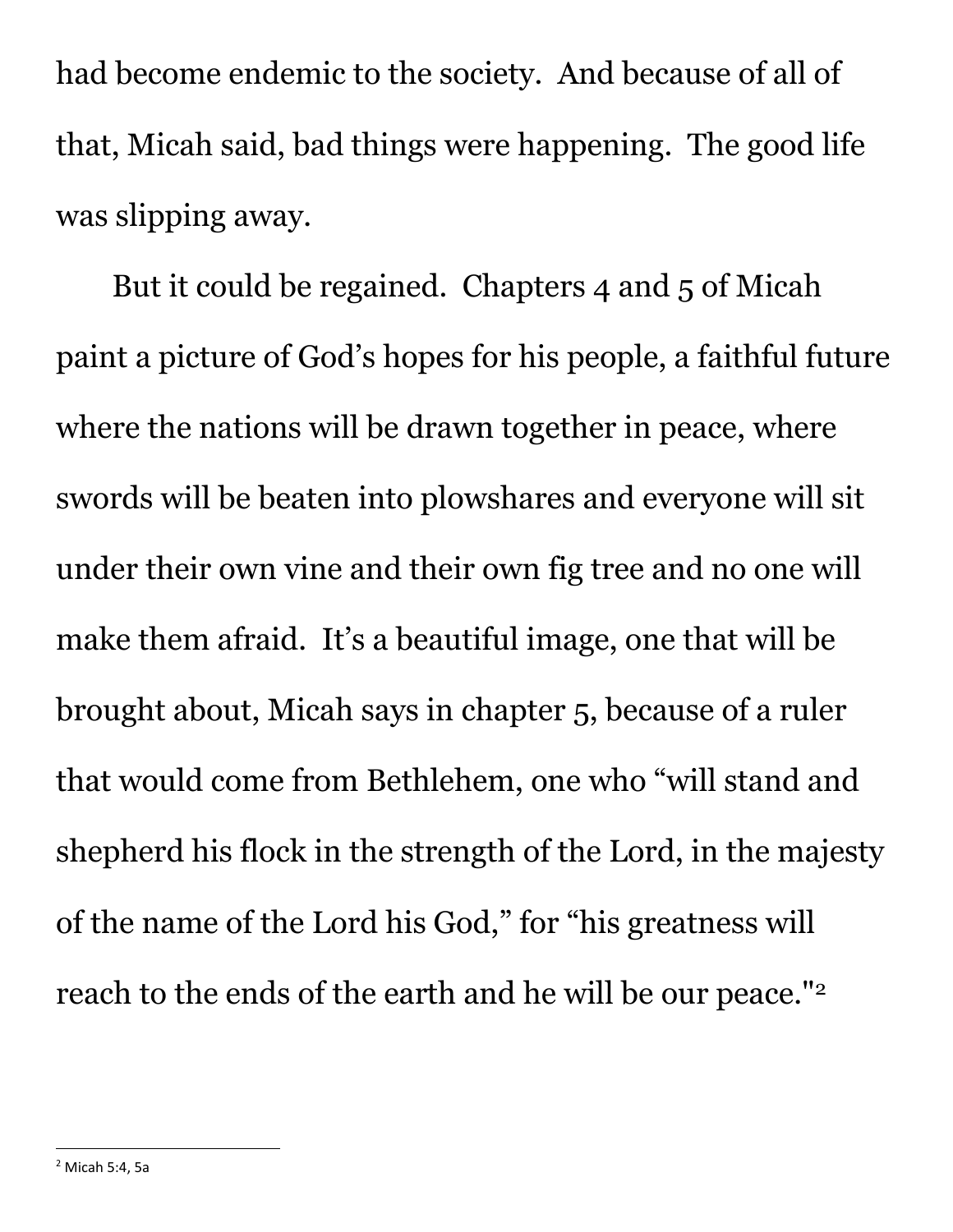had become endemic to the society. And because of all of that, Micah said, bad things were happening. The good life was slipping away.

But it could be regained. Chapters 4 and 5 of Micah paint a picture of God's hopes for his people, a faithful future where the nations will be drawn together in peace, where swords will be beaten into plowshares and everyone will sit under their own vine and their own fig tree and no one will make them afraid. It's a beautiful image, one that will be brought about, Micah says in chapter 5, because of a ruler that would come from Bethlehem, one who "will stand and shepherd his flock in the strength of the Lord, in the majesty of the name of the Lord his God," for "his greatness will reach to the ends of the earth and he will be our peace."[2]

[2] Micah 5:4, 5a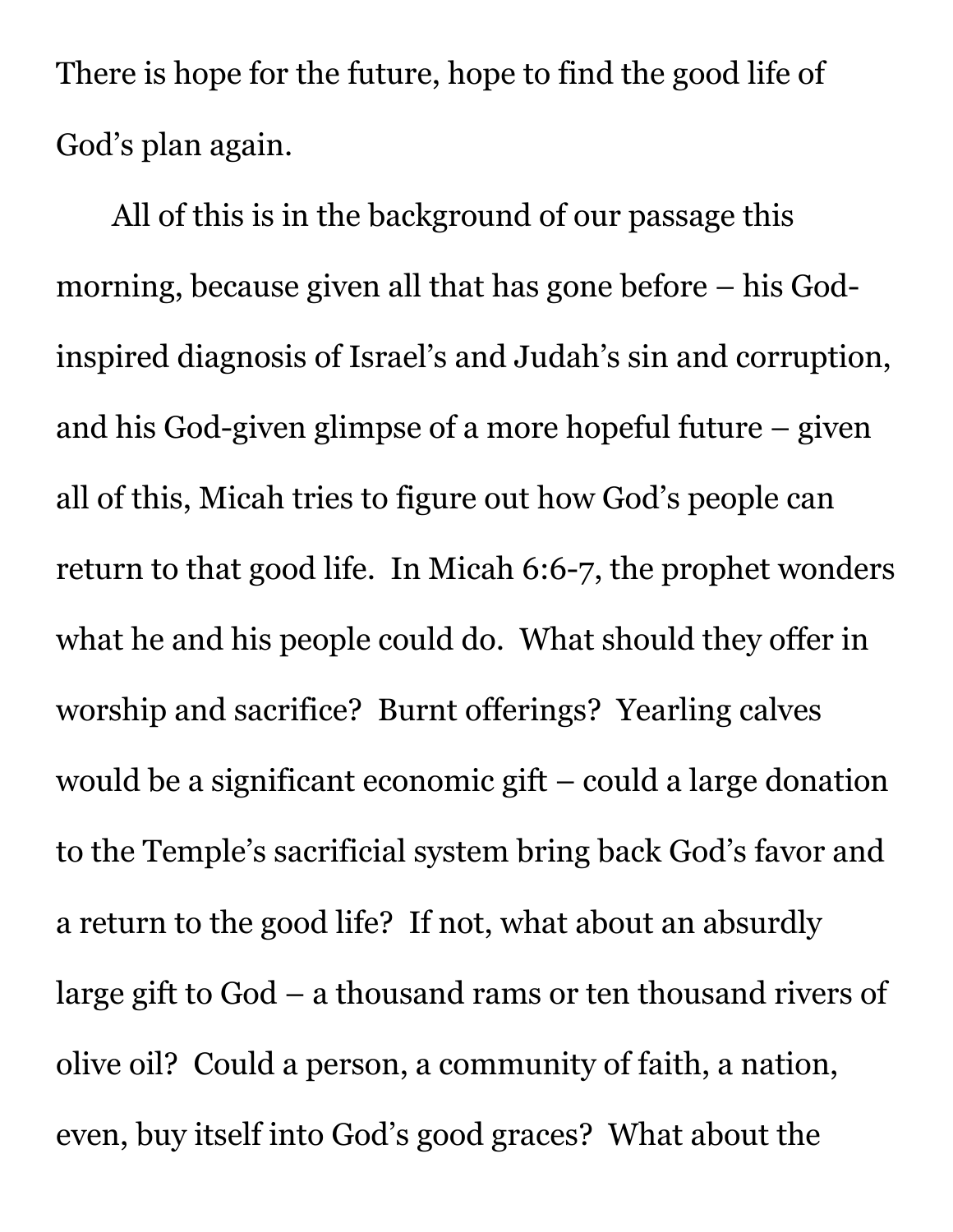There is hope for the future, hope to find the good life of God's plan again.

All of this is in the background of our passage this morning, because given all that has gone before – his God-inspired diagnosis of Israel's and Judah's sin and corruption, and his God-given glimpse of a more hopeful future – given all of this, Micah tries to figure out how God's people can return to that good life. In Micah 6:6-7, the prophet wonders what he and his people could do. What should they offer in worship and sacrifice? Burnt offerings? Yearling calves would be a significant economic gift – could a large donation to the Temple's sacrificial system bring back God's favor and a return to the good life? If not, what about an absurdly large gift to God – a thousand rams or ten thousand rivers of olive oil? Could a person, a community of faith, a nation, even, buy itself into God's good graces? What about the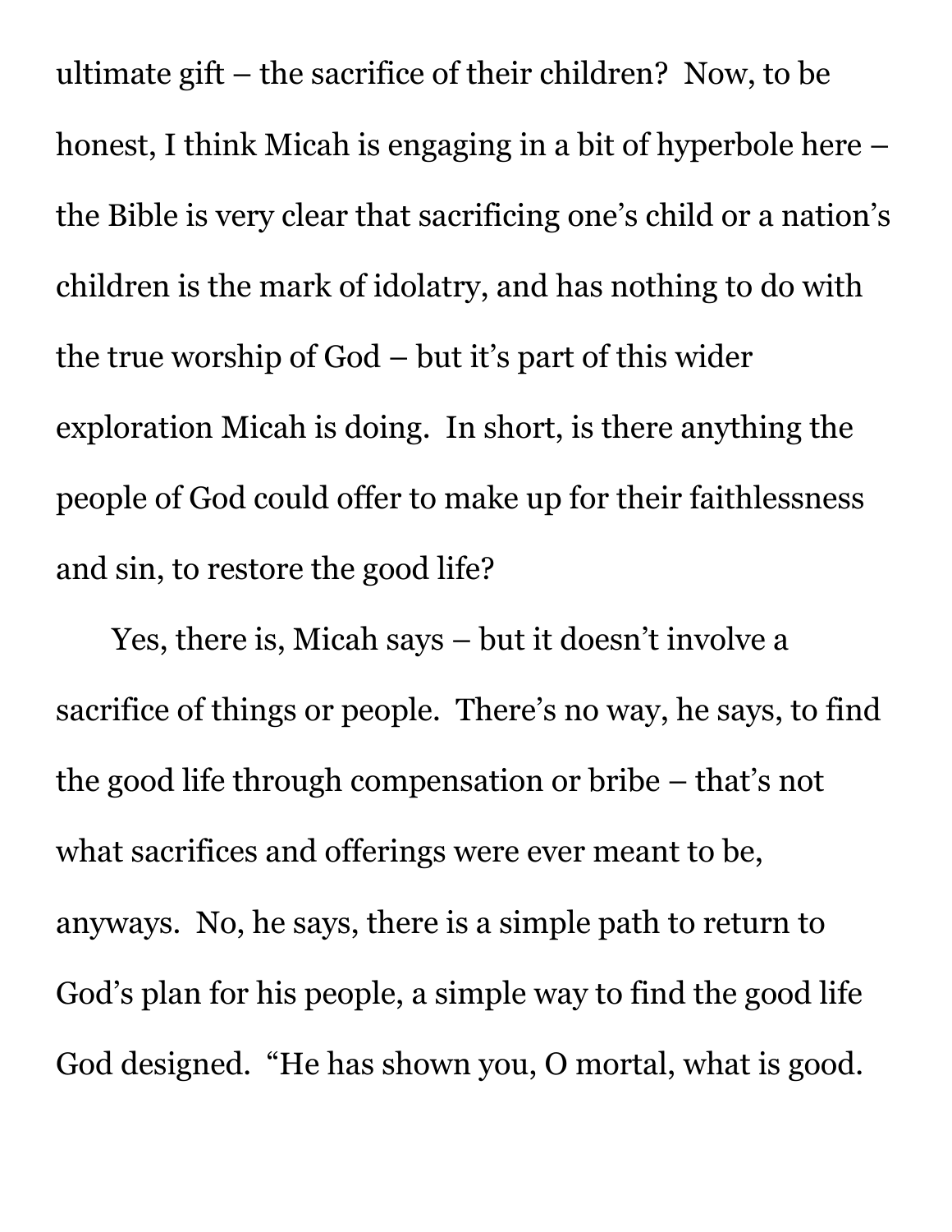ultimate gift – the sacrifice of their children? Now, to be honest, I think Micah is engaging in a bit of hyperbole here – the Bible is very clear that sacrificing one's child or a nation's children is the mark of idolatry, and has nothing to do with the true worship of God – but it's part of this wider exploration Micah is doing. In short, is there anything the people of God could offer to make up for their faithlessness and sin, to restore the good life?

Yes, there is, Micah says – but it doesn't involve a sacrifice of things or people. There's no way, he says, to find the good life through compensation or bribe – that's not what sacrifices and offerings were ever meant to be, anyways. No, he says, there is a simple path to return to God's plan for his people, a simple way to find the good life God designed. "He has shown you, O mortal, what is good.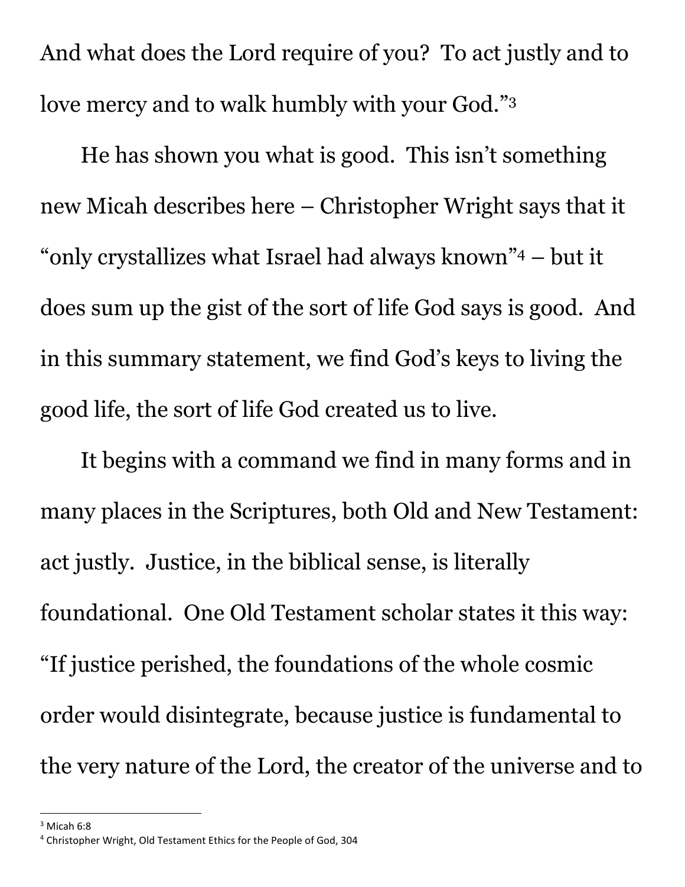And what does the Lord require of you? To act justly and to love mercy and to walk humbly with your God."[3]

He has shown you what is good. This isn't something new Micah describes here – Christopher Wright says that it "only crystallizes what Israel had always known"[4] – but it does sum up the gist of the sort of life God says is good. And in this summary statement, we find God's keys to living the good life, the sort of life God created us to live.

It begins with a command we find in many forms and in many places in the Scriptures, both Old and New Testament: act justly. Justice, in the biblical sense, is literally foundational. One Old Testament scholar states it this way: "If justice perished, the foundations of the whole cosmic order would disintegrate, because justice is fundamental to the very nature of the Lord, the creator of the universe and to

---

[3] Micah 6:8

[4] Christopher Wright, Old Testament Ethics for the People of God, 304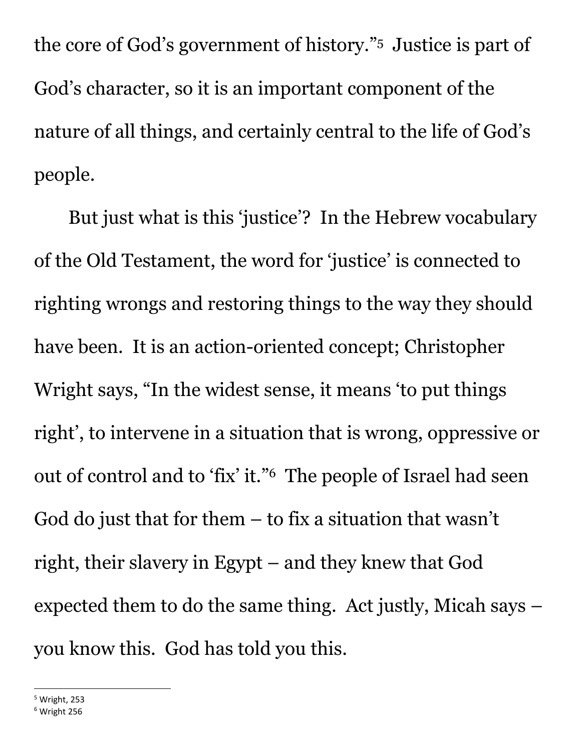the core of God's government of history."[5] Justice is part of God's character, so it is an important component of the nature of all things, and certainly central to the life of God's people.

But just what is this 'justice'? In the Hebrew vocabulary of the Old Testament, the word for 'justice' is connected to righting wrongs and restoring things to the way they should have been. It is an action-oriented concept; Christopher Wright says, "In the widest sense, it means 'to put things right', to intervene in a situation that is wrong, oppressive or out of control and to 'fix' it."[6] The people of Israel had seen God do just that for them – to fix a situation that wasn't right, their slavery in Egypt – and they knew that God expected them to do the same thing. Act justly, Micah says – you know this. God has told you this.

---

[5] Wright, 253

[6] Wright 256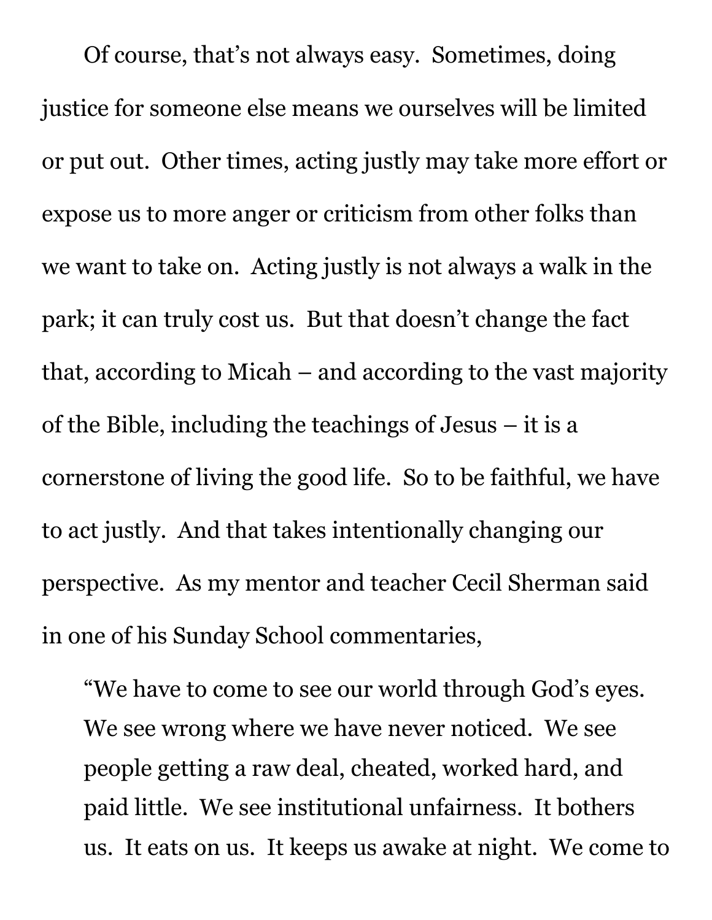Of course, that's not always easy. Sometimes, doing justice for someone else means we ourselves will be limited or put out. Other times, acting justly may take more effort or expose us to more anger or criticism from other folks than we want to take on. Acting justly is not always a walk in the park; it can truly cost us. But that doesn't change the fact that, according to Micah – and according to the vast majority of the Bible, including the teachings of Jesus – it is a cornerstone of living the good life. So to be faithful, we have to act justly. And that takes intentionally changing our perspective. As my mentor and teacher Cecil Sherman said in one of his Sunday School commentaries,

> "We have to come to see our world through God's eyes. We see wrong where we have never noticed. We see people getting a raw deal, cheated, worked hard, and paid little. We see institutional unfairness. It bothers us. It eats on us. It keeps us awake at night. We come to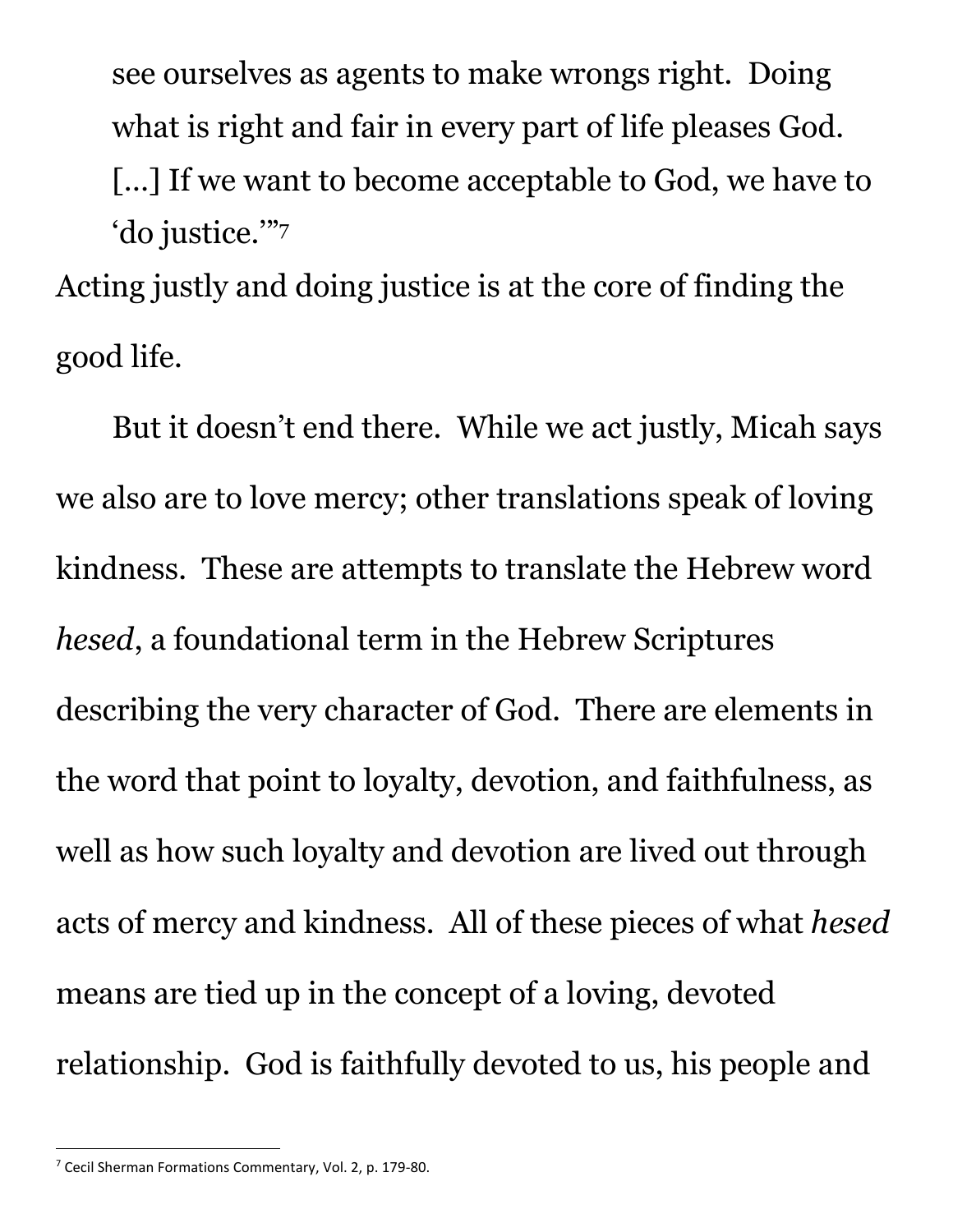> see ourselves as agents to make wrongs right. Doing what is right and fair in every part of life pleases God. […] If we want to become acceptable to God, we have to 'do justice.'"[7]

Acting justly and doing justice is at the core of finding the good life.

But it doesn't end there. While we act justly, Micah says we also are to love mercy; other translations speak of loving kindness. These are attempts to translate the Hebrew word *hesed*, a foundational term in the Hebrew Scriptures describing the very character of God. There are elements in the word that point to loyalty, devotion, and faithfulness, as well as how such loyalty and devotion are lived out through acts of mercy and kindness. All of these pieces of what *hesed* means are tied up in the concept of a loving, devoted relationship. God is faithfully devoted to us, his people and

---

[7] Cecil Sherman Formations Commentary, Vol. 2, p. 179-80.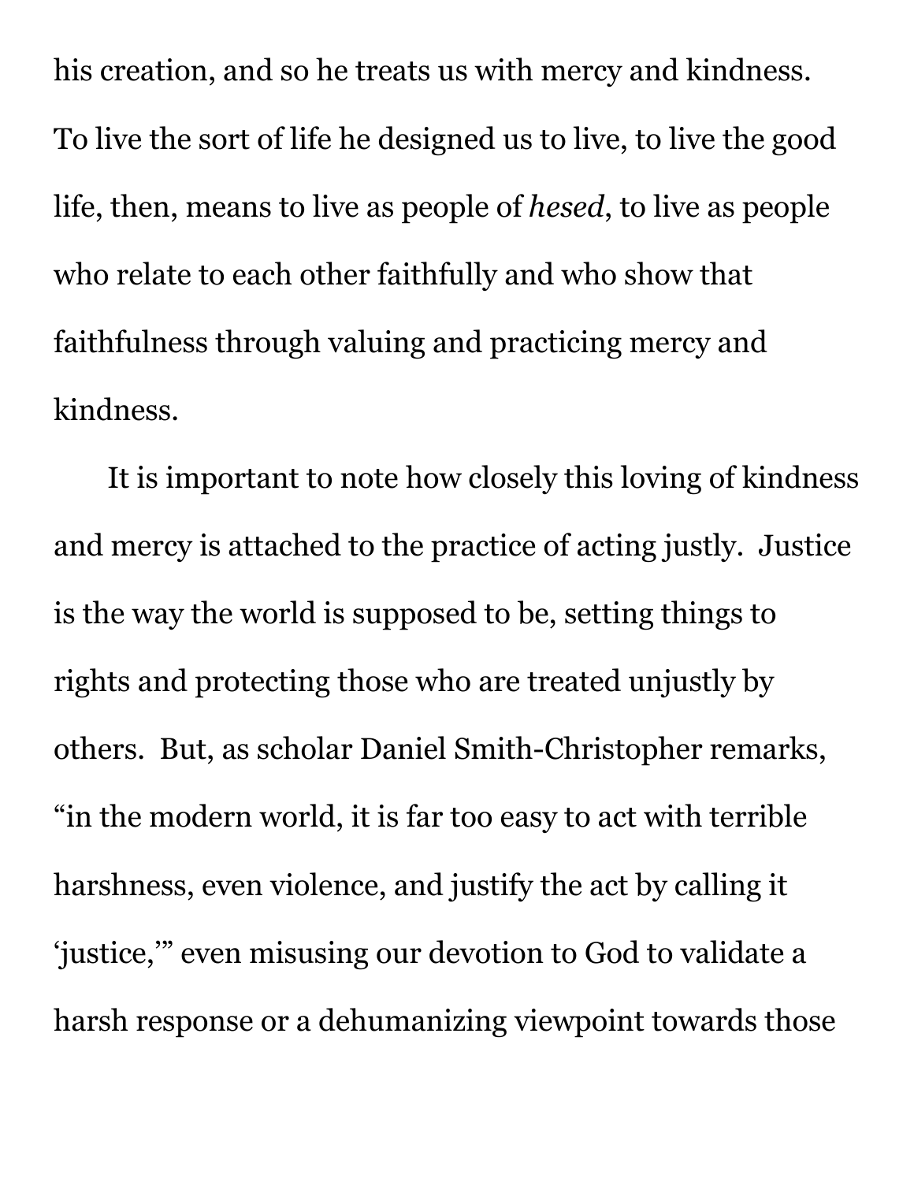his creation, and so he treats us with mercy and kindness. To live the sort of life he designed us to live, to live the good life, then, means to live as people of *hesed*, to live as people who relate to each other faithfully and who show that faithfulness through valuing and practicing mercy and kindness.

It is important to note how closely this loving of kindness and mercy is attached to the practice of acting justly. Justice is the way the world is supposed to be, setting things to rights and protecting those who are treated unjustly by others. But, as scholar Daniel Smith-Christopher remarks, "in the modern world, it is far too easy to act with terrible harshness, even violence, and justify the act by calling it 'justice,'" even misusing our devotion to God to validate a harsh response or a dehumanizing viewpoint towards those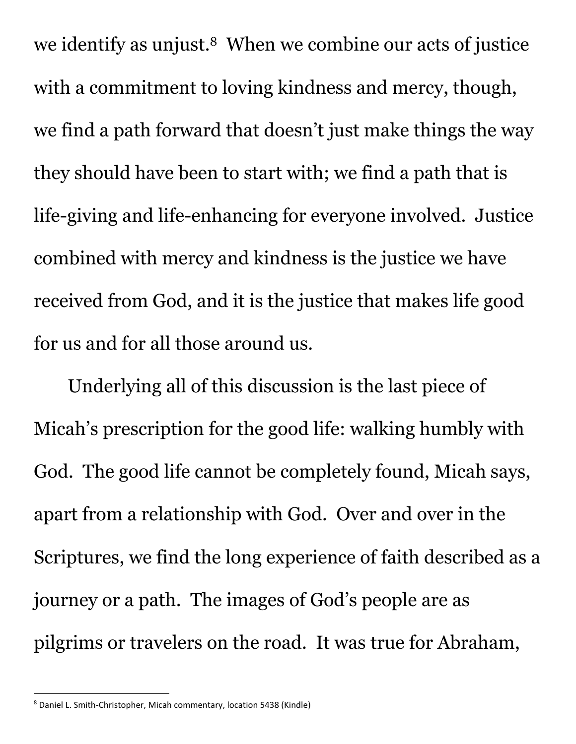we identify as unjust.[8] When we combine our acts of justice with a commitment to loving kindness and mercy, though, we find a path forward that doesn't just make things the way they should have been to start with; we find a path that is life-giving and life-enhancing for everyone involved. Justice combined with mercy and kindness is the justice we have received from God, and it is the justice that makes life good for us and for all those around us.

Underlying all of this discussion is the last piece of Micah's prescription for the good life: walking humbly with God. The good life cannot be completely found, Micah says, apart from a relationship with God. Over and over in the Scriptures, we find the long experience of faith described as a journey or a path. The images of God's people are as pilgrims or travelers on the road. It was true for Abraham,

---

[8] Daniel L. Smith-Christopher, Micah commentary, location 5438 (Kindle)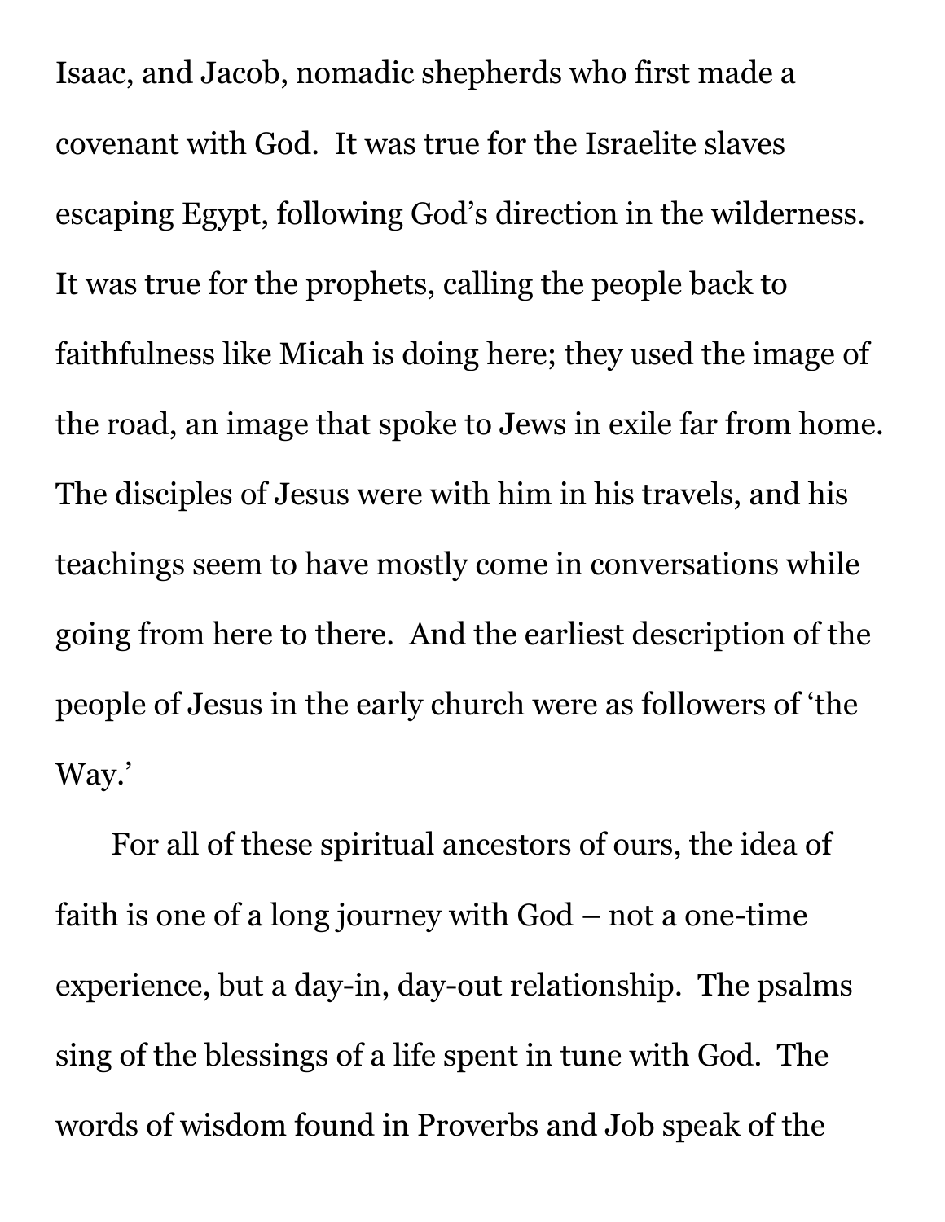Isaac, and Jacob, nomadic shepherds who first made a covenant with God. It was true for the Israelite slaves escaping Egypt, following God's direction in the wilderness. It was true for the prophets, calling the people back to faithfulness like Micah is doing here; they used the image of the road, an image that spoke to Jews in exile far from home. The disciples of Jesus were with him in his travels, and his teachings seem to have mostly come in conversations while going from here to there. And the earliest description of the people of Jesus in the early church were as followers of 'the Way.'

For all of these spiritual ancestors of ours, the idea of faith is one of a long journey with God – not a one-time experience, but a day-in, day-out relationship. The psalms sing of the blessings of a life spent in tune with God. The words of wisdom found in Proverbs and Job speak of the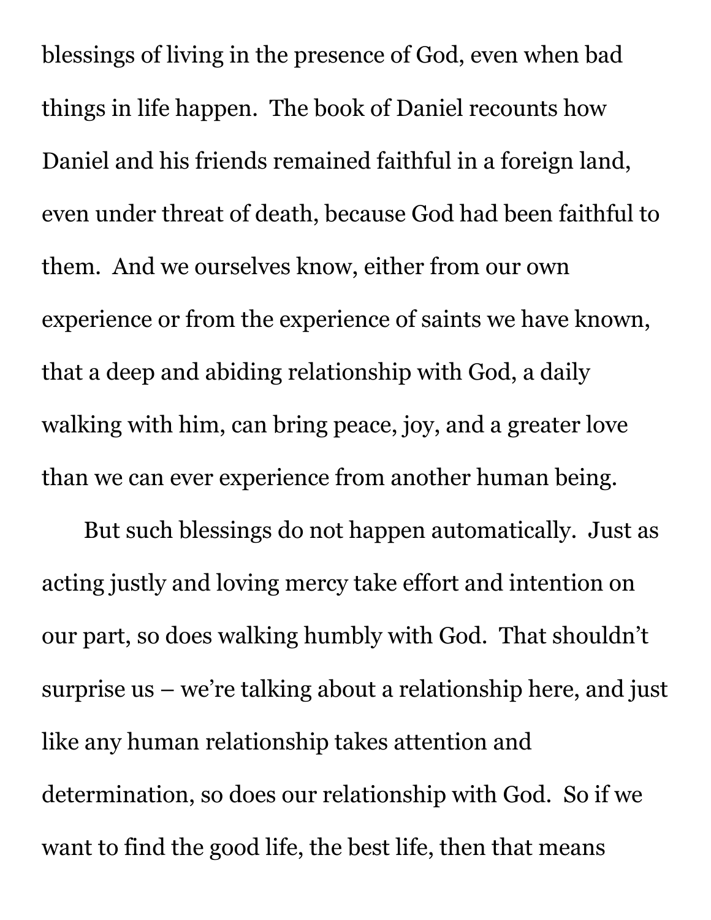blessings of living in the presence of God, even when bad things in life happen. The book of Daniel recounts how Daniel and his friends remained faithful in a foreign land, even under threat of death, because God had been faithful to them. And we ourselves know, either from our own experience or from the experience of saints we have known, that a deep and abiding relationship with God, a daily walking with him, can bring peace, joy, and a greater love than we can ever experience from another human being.

But such blessings do not happen automatically. Just as acting justly and loving mercy take effort and intention on our part, so does walking humbly with God. That shouldn't surprise us – we're talking about a relationship here, and just like any human relationship takes attention and determination, so does our relationship with God. So if we want to find the good life, the best life, then that means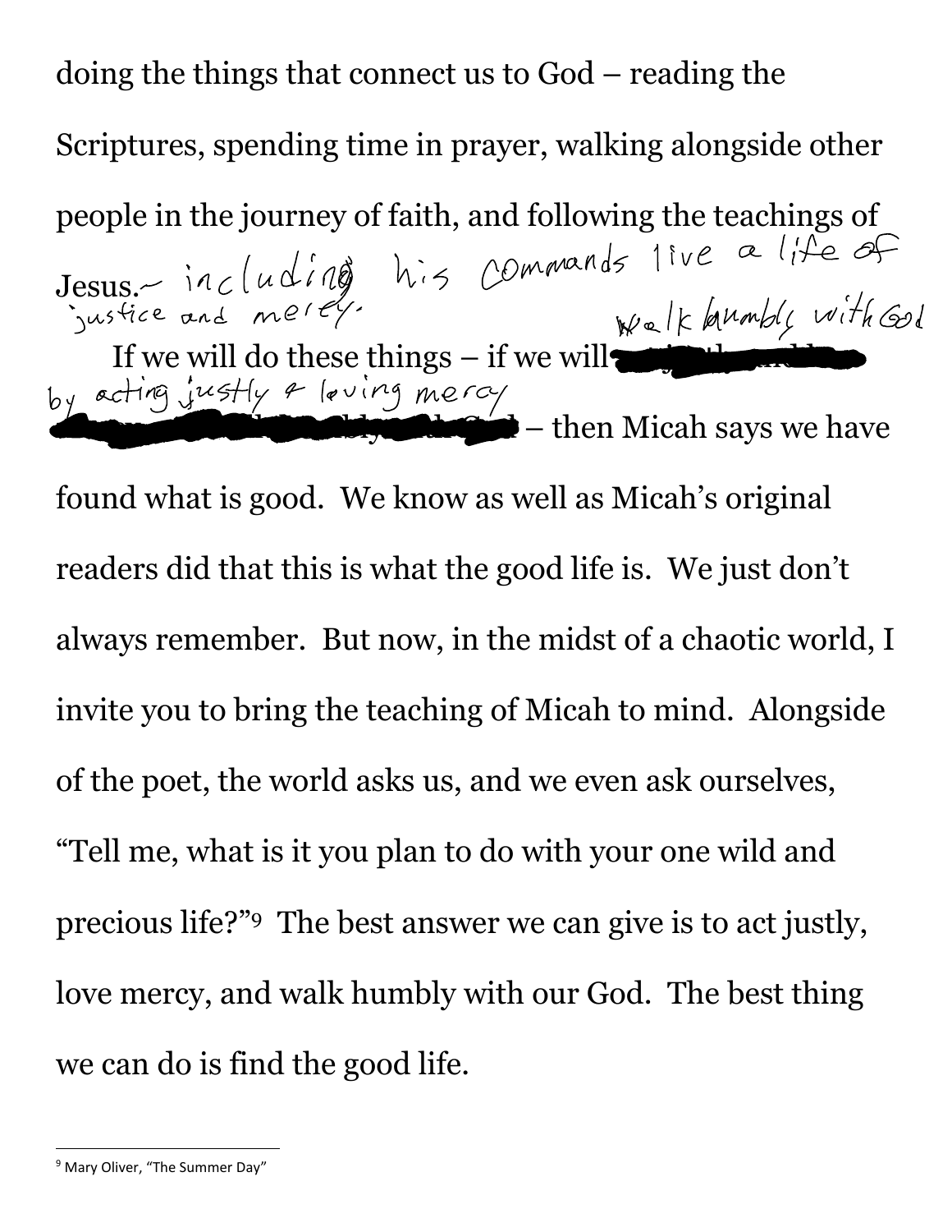doing the things that connect us to God – reading the Scriptures, spending time in prayer, walking alongside other people in the journey of faith, and following the teachings of Jesus. – including his commands live a life of justice and mercy.

If we will do these things – if we will walk humbly with God by acting justly & loving mercy – then Micah says we have found what is good. We know as well as Micah's original readers did that this is what the good life is. We just don't always remember. But now, in the midst of a chaotic world, I invite you to bring the teaching of Micah to mind. Alongside of the poet, the world asks us, and we even ask ourselves, "Tell me, what is it you plan to do with your one wild and precious life?"[9] The best answer we can give is to act justly, love mercy, and walk humbly with our God. The best thing we can do is find the good life.

---

[9] Mary Oliver, "The Summer Day"